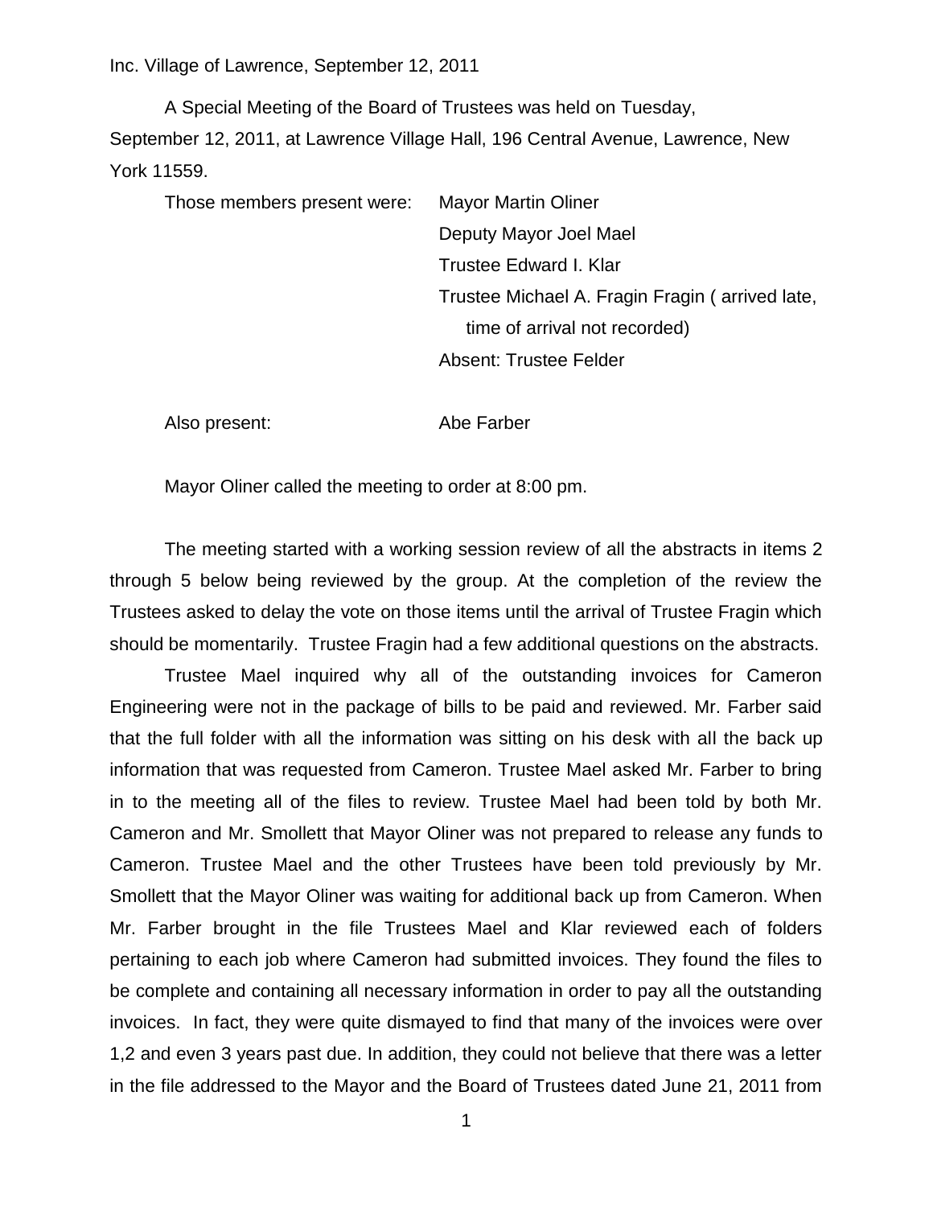Inc. Village of Lawrence, September 12, 2011

A Special Meeting of the Board of Trustees was held on Tuesday, September 12, 2011, at Lawrence Village Hall, 196 Central Avenue, Lawrence, New York 11559.

Those members present were: Mayor Martin Oliner
Deputy Mayor Joel Mael
Trustee Edward I. Klar
Trustee Michael A. Fragin Fragin ( arrived late, time of arrival not recorded)
Absent: Trustee Felder

Also present: Abe Farber

Mayor Oliner called the meeting to order at 8:00 pm.

The meeting started with a working session review of all the abstracts in items 2 through 5 below being reviewed by the group. At the completion of the review the Trustees asked to delay the vote on those items until the arrival of Trustee Fragin which should be momentarily. Trustee Fragin had a few additional questions on the abstracts.

Trustee Mael inquired why all of the outstanding invoices for Cameron Engineering were not in the package of bills to be paid and reviewed. Mr. Farber said that the full folder with all the information was sitting on his desk with all the back up information that was requested from Cameron. Trustee Mael asked Mr. Farber to bring in to the meeting all of the files to review. Trustee Mael had been told by both Mr. Cameron and Mr. Smollett that Mayor Oliner was not prepared to release any funds to Cameron. Trustee Mael and the other Trustees have been told previously by Mr. Smollett that the Mayor Oliner was waiting for additional back up from Cameron. When Mr. Farber brought in the file Trustees Mael and Klar reviewed each of folders pertaining to each job where Cameron had submitted invoices. They found the files to be complete and containing all necessary information in order to pay all the outstanding invoices. In fact, they were quite dismayed to find that many of the invoices were over 1,2 and even 3 years past due. In addition, they could not believe that there was a letter in the file addressed to the Mayor and the Board of Trustees dated June 21, 2011 from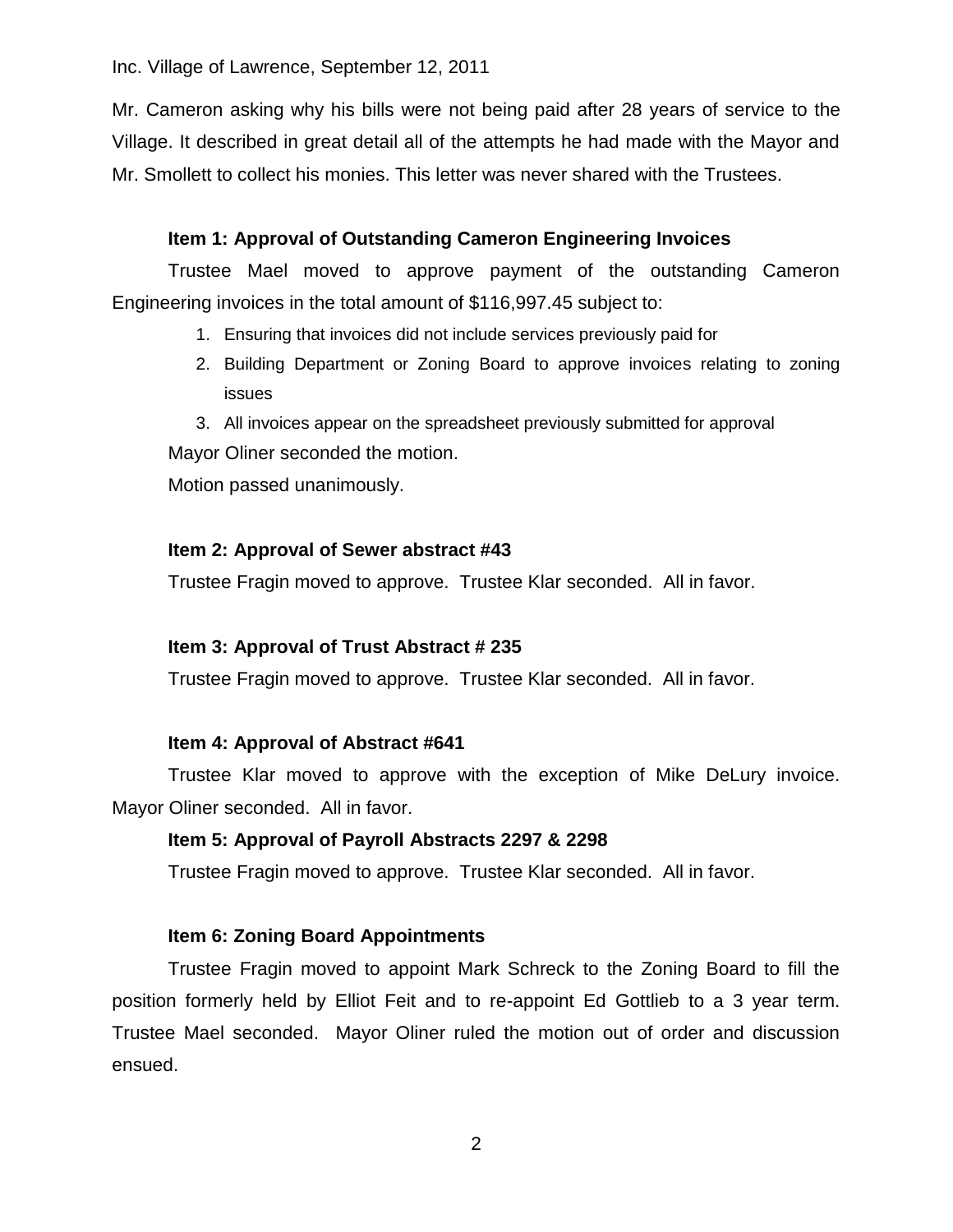Mr. Cameron asking why his bills were not being paid after 28 years of service to the Village. It described in great detail all of the attempts he had made with the Mayor and Mr. Smollett to collect his monies. This letter was never shared with the Trustees.

**Item 1: Approval of Outstanding Cameron Engineering Invoices**

Trustee Mael moved to approve payment of the outstanding Cameron Engineering invoices in the total amount of $116,997.45 subject to:

1. Ensuring that invoices did not include services previously paid for
2. Building Department or Zoning Board to approve invoices relating to zoning issues
3. All invoices appear on the spreadsheet previously submitted for approval

Mayor Oliner seconded the motion.

Motion passed unanimously.

**Item 2: Approval of Sewer abstract #43**

Trustee Fragin moved to approve. Trustee Klar seconded. All in favor.

**Item 3: Approval of Trust Abstract # 235**

Trustee Fragin moved to approve. Trustee Klar seconded. All in favor.

**Item 4: Approval of Abstract #641**

Trustee Klar moved to approve with the exception of Mike DeLury invoice. Mayor Oliner seconded. All in favor.

**Item 5: Approval of Payroll Abstracts 2297 & 2298**

Trustee Fragin moved to approve. Trustee Klar seconded. All in favor.

**Item 6: Zoning Board Appointments**

Trustee Fragin moved to appoint Mark Schreck to the Zoning Board to fill the position formerly held by Elliot Feit and to re-appoint Ed Gottlieb to a 3 year term. Trustee Mael seconded. Mayor Oliner ruled the motion out of order and discussion ensued.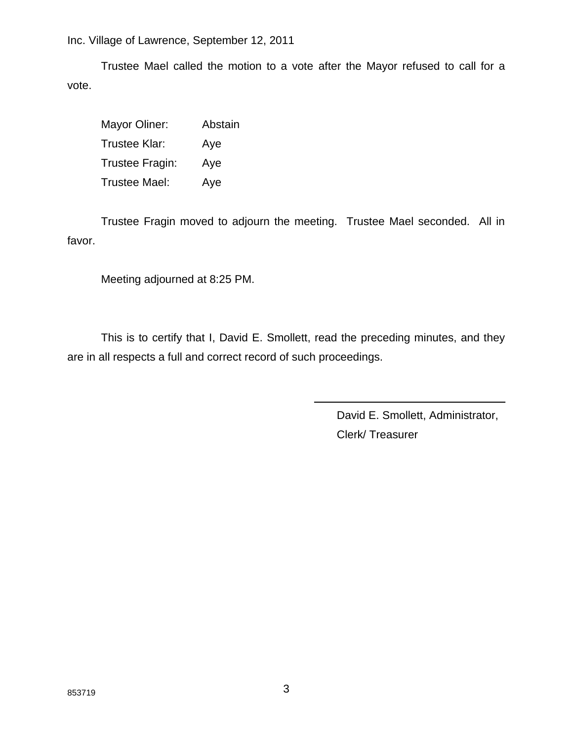Trustee Mael called the motion to a vote after the Mayor refused to call for a vote.

| | |
|---|---|
| Mayor Oliner: | Abstain |
| Trustee Klar: | Aye |
| Trustee Fragin: | Aye |
| Trustee Mael: | Aye |

Trustee Fragin moved to adjourn the meeting. Trustee Mael seconded. All in favor.

Meeting adjourned at 8:25 PM.

This is to certify that I, David E. Smollett, read the preceding minutes, and they are in all respects a full and correct record of such proceedings.

David E. Smollett, Administrator,
Clerk/ Treasurer

853719